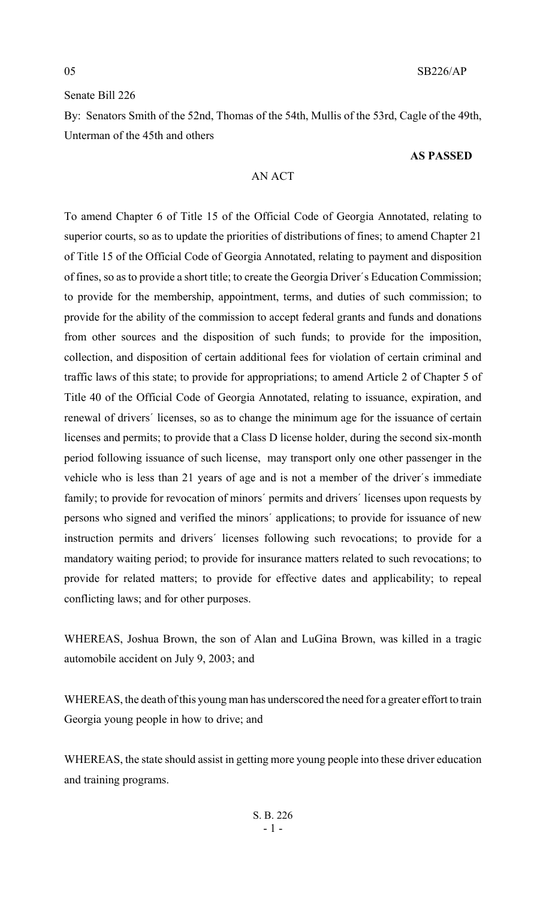Senate Bill 226

By: Senators Smith of the 52nd, Thomas of the 54th, Mullis of the 53rd, Cagle of the 49th, Unterman of the 45th and others

**AS PASSED**

AN ACT

To amend Chapter 6 of Title 15 of the Official Code of Georgia Annotated, relating to superior courts, so as to update the priorities of distributions of fines; to amend Chapter 21 of Title 15 of the Official Code of Georgia Annotated, relating to payment and disposition of fines, so as to provide a short title; to create the Georgia Driver´s Education Commission; to provide for the membership, appointment, terms, and duties of such commission; to provide for the ability of the commission to accept federal grants and funds and donations from other sources and the disposition of such funds; to provide for the imposition, collection, and disposition of certain additional fees for violation of certain criminal and traffic laws of this state; to provide for appropriations; to amend Article 2 of Chapter 5 of Title 40 of the Official Code of Georgia Annotated, relating to issuance, expiration, and renewal of drivers´ licenses, so as to change the minimum age for the issuance of certain licenses and permits; to provide that a Class D license holder, during the second six-month period following issuance of such license, may transport only one other passenger in the vehicle who is less than 21 years of age and is not a member of the driver´s immediate family; to provide for revocation of minors´ permits and drivers´ licenses upon requests by persons who signed and verified the minors´ applications; to provide for issuance of new instruction permits and drivers´ licenses following such revocations; to provide for a mandatory waiting period; to provide for insurance matters related to such revocations; to provide for related matters; to provide for effective dates and applicability; to repeal conflicting laws; and for other purposes.

WHEREAS, Joshua Brown, the son of Alan and LuGina Brown, was killed in a tragic automobile accident on July 9, 2003; and

WHEREAS, the death of this young man has underscored the need for a greater effort to train Georgia young people in how to drive; and

WHEREAS, the state should assist in getting more young people into these driver education and training programs.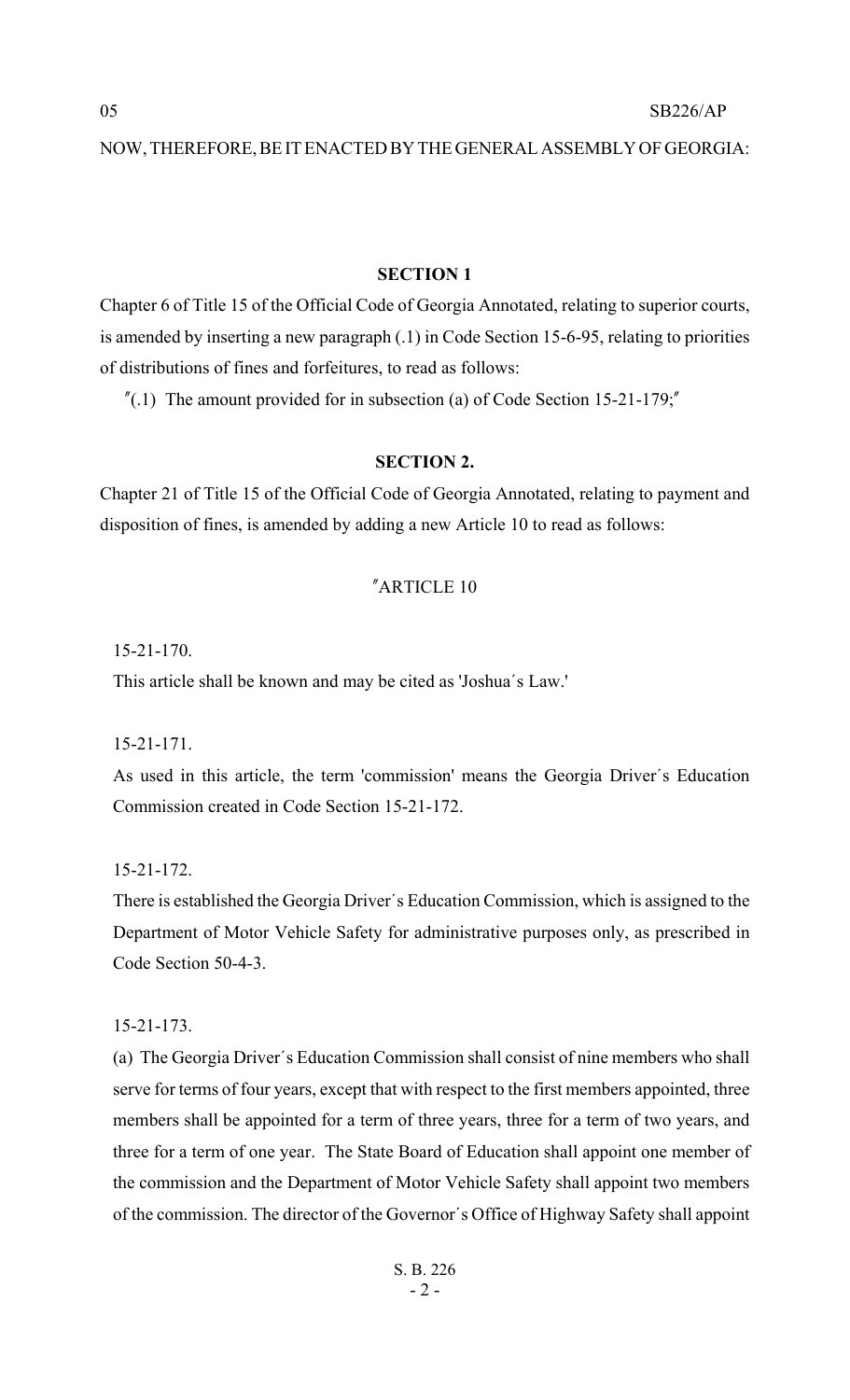NOW, THEREFORE, BE IT ENACTED BY THE GENERAL ASSEMBLY OF GEORGIA:

**SECTION 1**

Chapter 6 of Title 15 of the Official Code of Georgia Annotated, relating to superior courts, is amended by inserting a new paragraph (.1) in Code Section 15-6-95, relating to priorities of distributions of fines and forfeitures, to read as follows:

″(.1) The amount provided for in subsection (a) of Code Section 15-21-179;″

**SECTION 2.**

Chapter 21 of Title 15 of the Official Code of Georgia Annotated, relating to payment and disposition of fines, is amended by adding a new Article 10 to read as follows:

″ARTICLE 10

15-21-170.

This article shall be known and may be cited as 'Joshua´s Law.'

15-21-171.

As used in this article, the term 'commission' means the Georgia Driver´s Education Commission created in Code Section 15-21-172.

15-21-172.

There is established the Georgia Driver´s Education Commission, which is assigned to the Department of Motor Vehicle Safety for administrative purposes only, as prescribed in Code Section 50-4-3.

15-21-173.

(a) The Georgia Driver´s Education Commission shall consist of nine members who shall serve for terms of four years, except that with respect to the first members appointed, three members shall be appointed for a term of three years, three for a term of two years, and three for a term of one year. The State Board of Education shall appoint one member of the commission and the Department of Motor Vehicle Safety shall appoint two members of the commission. The director of the Governor´s Office of Highway Safety shall appoint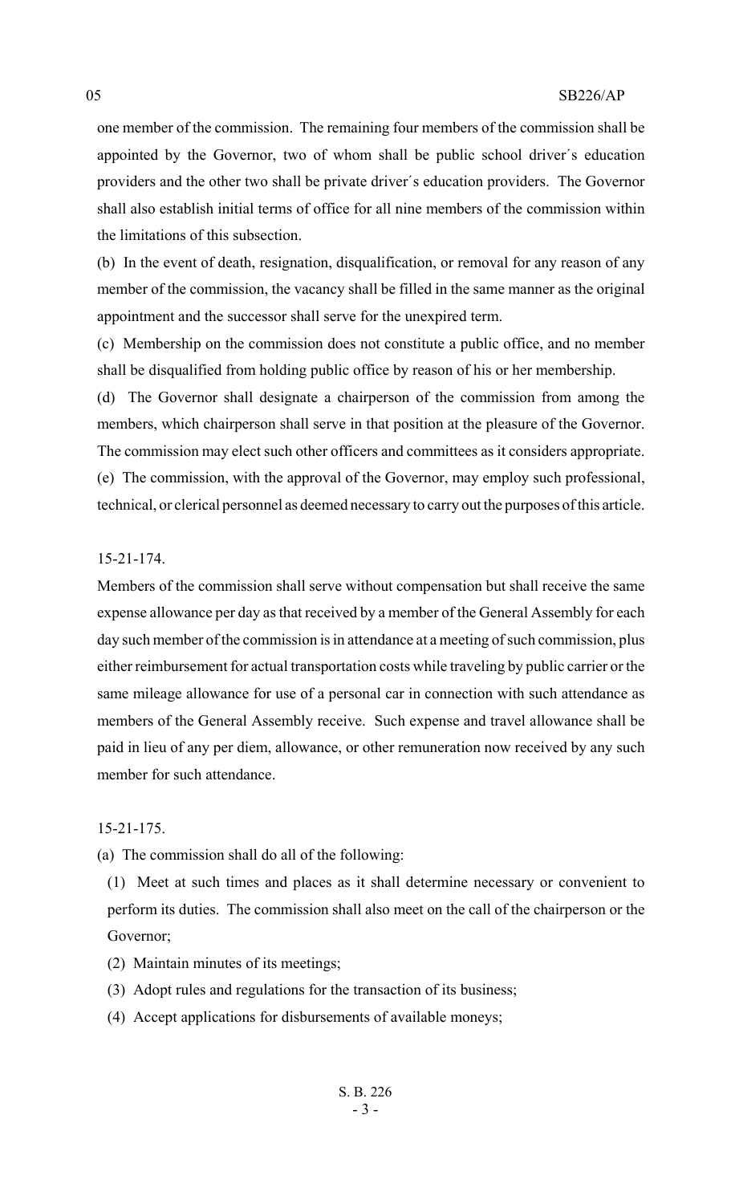one member of the commission. The remaining four members of the commission shall be appointed by the Governor, two of whom shall be public school driver´s education providers and the other two shall be private driver´s education providers. The Governor shall also establish initial terms of office for all nine members of the commission within the limitations of this subsection.

(b) In the event of death, resignation, disqualification, or removal for any reason of any member of the commission, the vacancy shall be filled in the same manner as the original appointment and the successor shall serve for the unexpired term.

(c) Membership on the commission does not constitute a public office, and no member shall be disqualified from holding public office by reason of his or her membership.

(d) The Governor shall designate a chairperson of the commission from among the members, which chairperson shall serve in that position at the pleasure of the Governor. The commission may elect such other officers and committees as it considers appropriate.

(e) The commission, with the approval of the Governor, may employ such professional, technical, or clerical personnel as deemed necessary to carry out the purposes of this article.

15-21-174.

Members of the commission shall serve without compensation but shall receive the same expense allowance per day as that received by a member of the General Assembly for each day such member of the commission is in attendance at a meeting of such commission, plus either reimbursement for actual transportation costs while traveling by public carrier or the same mileage allowance for use of a personal car in connection with such attendance as members of the General Assembly receive. Such expense and travel allowance shall be paid in lieu of any per diem, allowance, or other remuneration now received by any such member for such attendance.

15-21-175.

(a) The commission shall do all of the following:

(1) Meet at such times and places as it shall determine necessary or convenient to perform its duties. The commission shall also meet on the call of the chairperson or the Governor;

(2) Maintain minutes of its meetings;

(3) Adopt rules and regulations for the transaction of its business;

(4) Accept applications for disbursements of available moneys;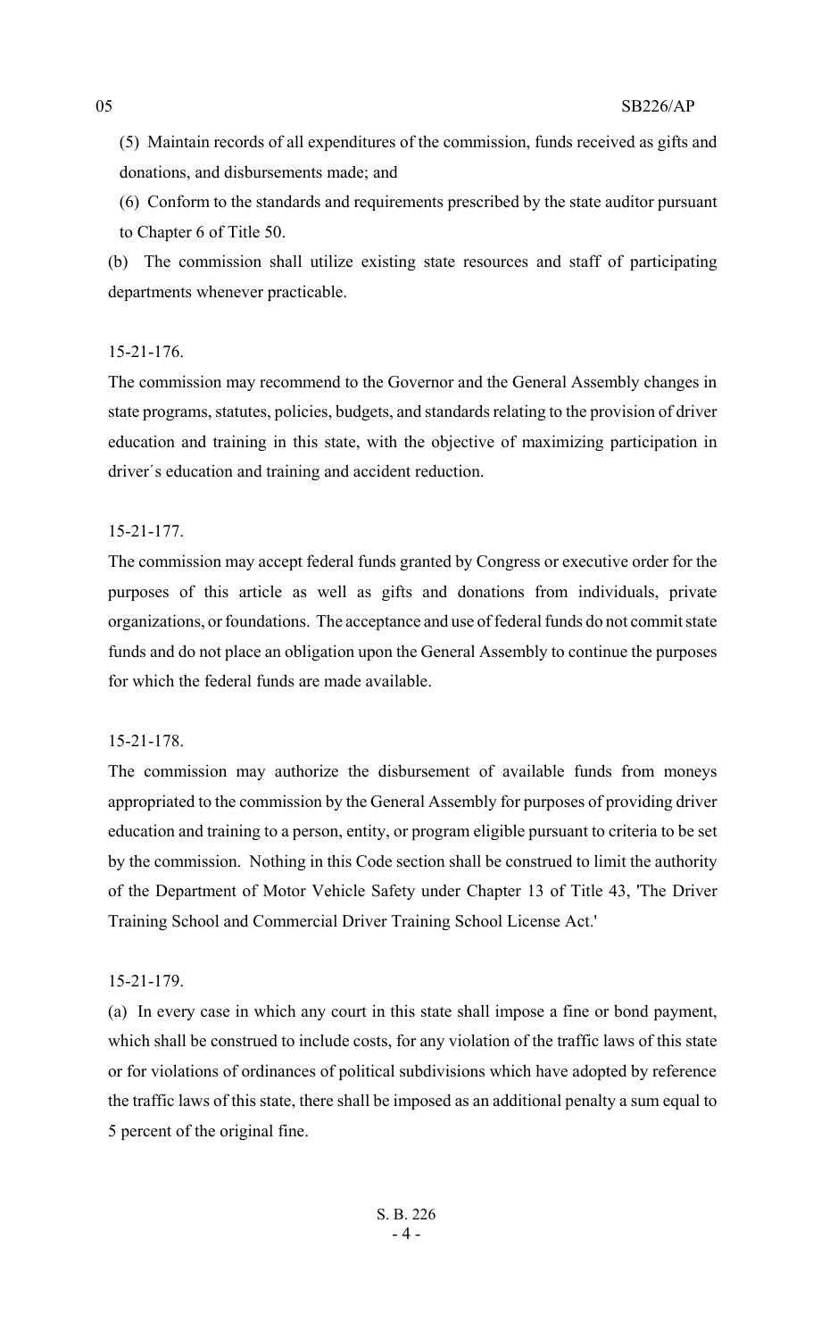(5) Maintain records of all expenditures of the commission, funds received as gifts and donations, and disbursements made; and

(6) Conform to the standards and requirements prescribed by the state auditor pursuant to Chapter 6 of Title 50.

(b) The commission shall utilize existing state resources and staff of participating departments whenever practicable.

15-21-176.

The commission may recommend to the Governor and the General Assembly changes in state programs, statutes, policies, budgets, and standards relating to the provision of driver education and training in this state, with the objective of maximizing participation in driver´s education and training and accident reduction.

15-21-177.

The commission may accept federal funds granted by Congress or executive order for the purposes of this article as well as gifts and donations from individuals, private organizations, or foundations. The acceptance and use of federal funds do not commit state funds and do not place an obligation upon the General Assembly to continue the purposes for which the federal funds are made available.

15-21-178.

The commission may authorize the disbursement of available funds from moneys appropriated to the commission by the General Assembly for purposes of providing driver education and training to a person, entity, or program eligible pursuant to criteria to be set by the commission. Nothing in this Code section shall be construed to limit the authority of the Department of Motor Vehicle Safety under Chapter 13 of Title 43, 'The Driver Training School and Commercial Driver Training School License Act.'

15-21-179.

(a) In every case in which any court in this state shall impose a fine or bond payment, which shall be construed to include costs, for any violation of the traffic laws of this state or for violations of ordinances of political subdivisions which have adopted by reference the traffic laws of this state, there shall be imposed as an additional penalty a sum equal to 5 percent of the original fine.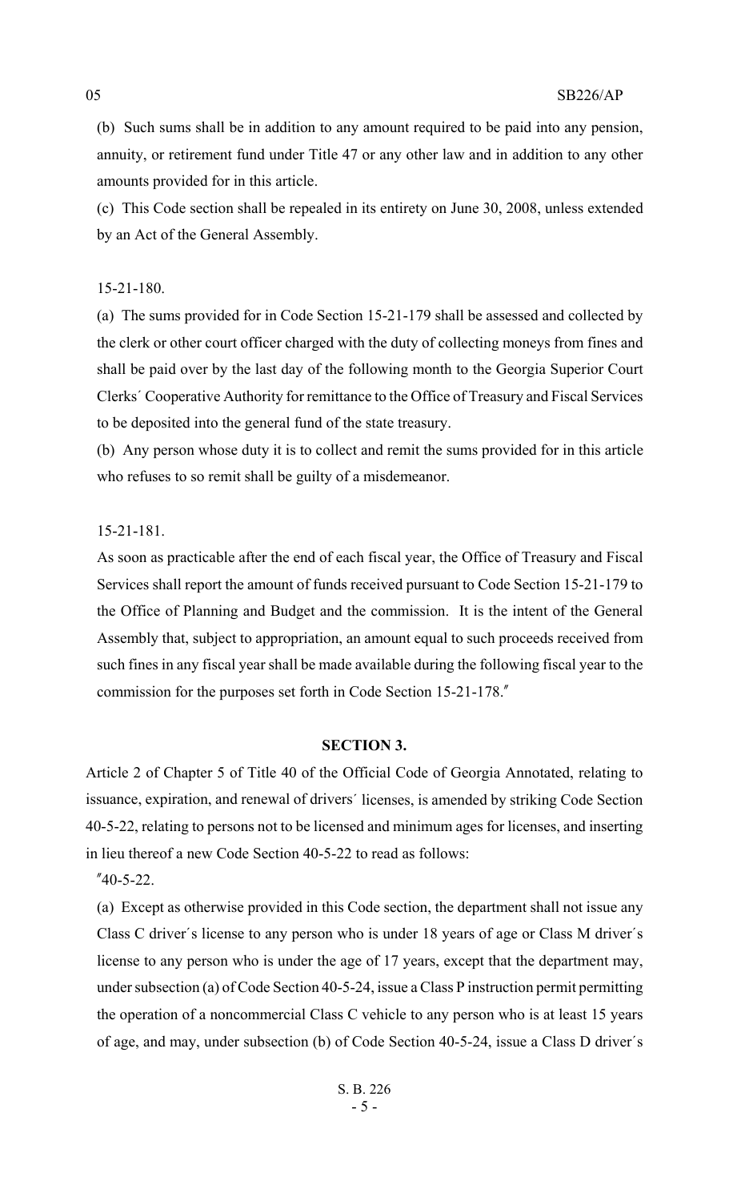(b) Such sums shall be in addition to any amount required to be paid into any pension, annuity, or retirement fund under Title 47 or any other law and in addition to any other amounts provided for in this article.

(c) This Code section shall be repealed in its entirety on June 30, 2008, unless extended by an Act of the General Assembly.

15-21-180.

(a) The sums provided for in Code Section 15-21-179 shall be assessed and collected by the clerk or other court officer charged with the duty of collecting moneys from fines and shall be paid over by the last day of the following month to the Georgia Superior Court Clerks´ Cooperative Authority for remittance to the Office of Treasury and Fiscal Services to be deposited into the general fund of the state treasury.

(b) Any person whose duty it is to collect and remit the sums provided for in this article who refuses to so remit shall be guilty of a misdemeanor.

15-21-181.

As soon as practicable after the end of each fiscal year, the Office of Treasury and Fiscal Services shall report the amount of funds received pursuant to Code Section 15-21-179 to the Office of Planning and Budget and the commission. It is the intent of the General Assembly that, subject to appropriation, an amount equal to such proceeds received from such fines in any fiscal year shall be made available during the following fiscal year to the commission for the purposes set forth in Code Section 15-21-178.″

**SECTION 3.**

Article 2 of Chapter 5 of Title 40 of the Official Code of Georgia Annotated, relating to issuance, expiration, and renewal of drivers´ licenses, is amended by striking Code Section 40-5-22, relating to persons not to be licensed and minimum ages for licenses, and inserting in lieu thereof a new Code Section 40-5-22 to read as follows:

″40-5-22.

(a) Except as otherwise provided in this Code section, the department shall not issue any Class C driver´s license to any person who is under 18 years of age or Class M driver´s license to any person who is under the age of 17 years, except that the department may, under subsection (a) of Code Section 40-5-24, issue a Class P instruction permit permitting the operation of a noncommercial Class C vehicle to any person who is at least 15 years of age, and may, under subsection (b) of Code Section 40-5-24, issue a Class D driver´s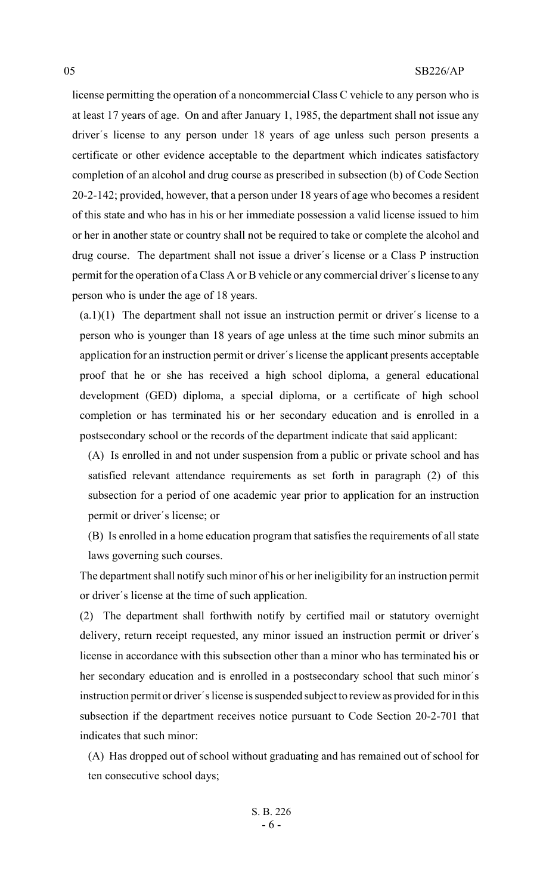license permitting the operation of a noncommercial Class C vehicle to any person who is at least 17 years of age. On and after January 1, 1985, the department shall not issue any driver´s license to any person under 18 years of age unless such person presents a certificate or other evidence acceptable to the department which indicates satisfactory completion of an alcohol and drug course as prescribed in subsection (b) of Code Section 20-2-142; provided, however, that a person under 18 years of age who becomes a resident of this state and who has in his or her immediate possession a valid license issued to him or her in another state or country shall not be required to take or complete the alcohol and drug course. The department shall not issue a driver´s license or a Class P instruction permit for the operation of a Class A or B vehicle or any commercial driver´s license to any person who is under the age of 18 years.

(a.1)(1) The department shall not issue an instruction permit or driver´s license to a person who is younger than 18 years of age unless at the time such minor submits an application for an instruction permit or driver´s license the applicant presents acceptable proof that he or she has received a high school diploma, a general educational development (GED) diploma, a special diploma, or a certificate of high school completion or has terminated his or her secondary education and is enrolled in a postsecondary school or the records of the department indicate that said applicant:

(A) Is enrolled in and not under suspension from a public or private school and has satisfied relevant attendance requirements as set forth in paragraph (2) of this subsection for a period of one academic year prior to application for an instruction permit or driver´s license; or

(B) Is enrolled in a home education program that satisfies the requirements of all state laws governing such courses.

The department shall notify such minor of his or her ineligibility for an instruction permit or driver´s license at the time of such application.

(2) The department shall forthwith notify by certified mail or statutory overnight delivery, return receipt requested, any minor issued an instruction permit or driver´s license in accordance with this subsection other than a minor who has terminated his or her secondary education and is enrolled in a postsecondary school that such minor´s instruction permit or driver´s license is suspended subject to review as provided for in this subsection if the department receives notice pursuant to Code Section 20-2-701 that indicates that such minor:

(A) Has dropped out of school without graduating and has remained out of school for ten consecutive school days;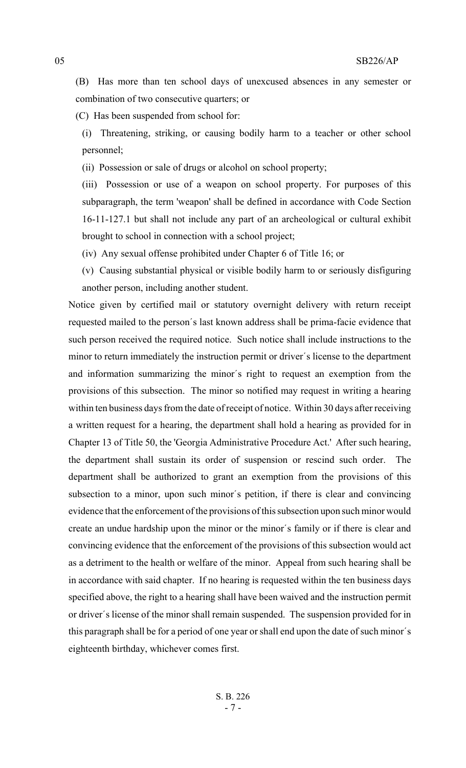(B) Has more than ten school days of unexcused absences in any semester or combination of two consecutive quarters; or

(C) Has been suspended from school for:

(i) Threatening, striking, or causing bodily harm to a teacher or other school personnel;

(ii) Possession or sale of drugs or alcohol on school property;

(iii) Possession or use of a weapon on school property. For purposes of this subparagraph, the term 'weapon' shall be defined in accordance with Code Section 16-11-127.1 but shall not include any part of an archeological or cultural exhibit brought to school in connection with a school project;

(iv) Any sexual offense prohibited under Chapter 6 of Title 16; or

(v) Causing substantial physical or visible bodily harm to or seriously disfiguring another person, including another student.

Notice given by certified mail or statutory overnight delivery with return receipt requested mailed to the person´s last known address shall be prima-facie evidence that such person received the required notice. Such notice shall include instructions to the minor to return immediately the instruction permit or driver´s license to the department and information summarizing the minor´s right to request an exemption from the provisions of this subsection. The minor so notified may request in writing a hearing within ten business days from the date of receipt of notice. Within 30 days after receiving a written request for a hearing, the department shall hold a hearing as provided for in Chapter 13 of Title 50, the 'Georgia Administrative Procedure Act.' After such hearing, the department shall sustain its order of suspension or rescind such order. The department shall be authorized to grant an exemption from the provisions of this subsection to a minor, upon such minor´s petition, if there is clear and convincing evidence that the enforcement of the provisions of this subsection upon such minor would create an undue hardship upon the minor or the minor´s family or if there is clear and convincing evidence that the enforcement of the provisions of this subsection would act as a detriment to the health or welfare of the minor. Appeal from such hearing shall be in accordance with said chapter. If no hearing is requested within the ten business days specified above, the right to a hearing shall have been waived and the instruction permit or driver´s license of the minor shall remain suspended. The suspension provided for in this paragraph shall be for a period of one year or shall end upon the date of such minor´s eighteenth birthday, whichever comes first.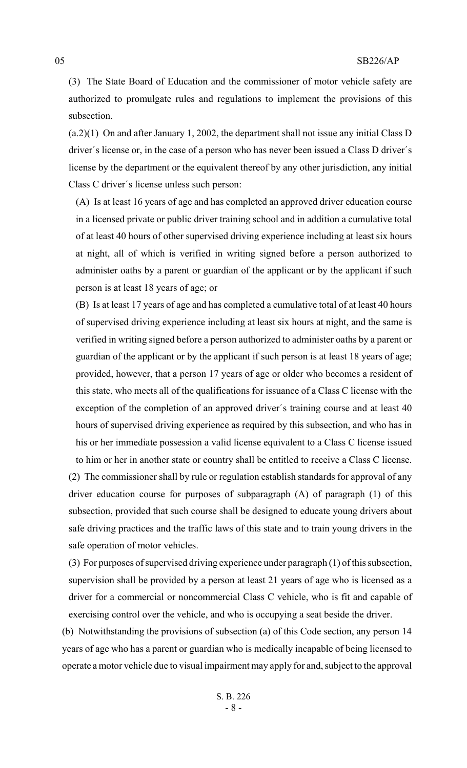(3) The State Board of Education and the commissioner of motor vehicle safety are authorized to promulgate rules and regulations to implement the provisions of this subsection.

(a.2)(1) On and after January 1, 2002, the department shall not issue any initial Class D driver´s license or, in the case of a person who has never been issued a Class D driver´s license by the department or the equivalent thereof by any other jurisdiction, any initial Class C driver´s license unless such person:

(A) Is at least 16 years of age and has completed an approved driver education course in a licensed private or public driver training school and in addition a cumulative total of at least 40 hours of other supervised driving experience including at least six hours at night, all of which is verified in writing signed before a person authorized to administer oaths by a parent or guardian of the applicant or by the applicant if such person is at least 18 years of age; or

(B) Is at least 17 years of age and has completed a cumulative total of at least 40 hours of supervised driving experience including at least six hours at night, and the same is verified in writing signed before a person authorized to administer oaths by a parent or guardian of the applicant or by the applicant if such person is at least 18 years of age; provided, however, that a person 17 years of age or older who becomes a resident of this state, who meets all of the qualifications for issuance of a Class C license with the exception of the completion of an approved driver´s training course and at least 40 hours of supervised driving experience as required by this subsection, and who has in his or her immediate possession a valid license equivalent to a Class C license issued to him or her in another state or country shall be entitled to receive a Class C license.

(2) The commissioner shall by rule or regulation establish standards for approval of any driver education course for purposes of subparagraph (A) of paragraph (1) of this subsection, provided that such course shall be designed to educate young drivers about safe driving practices and the traffic laws of this state and to train young drivers in the safe operation of motor vehicles.

(3) For purposes of supervised driving experience under paragraph (1) of this subsection, supervision shall be provided by a person at least 21 years of age who is licensed as a driver for a commercial or noncommercial Class C vehicle, who is fit and capable of exercising control over the vehicle, and who is occupying a seat beside the driver.

(b) Notwithstanding the provisions of subsection (a) of this Code section, any person 14 years of age who has a parent or guardian who is medically incapable of being licensed to operate a motor vehicle due to visual impairment may apply for and, subject to the approval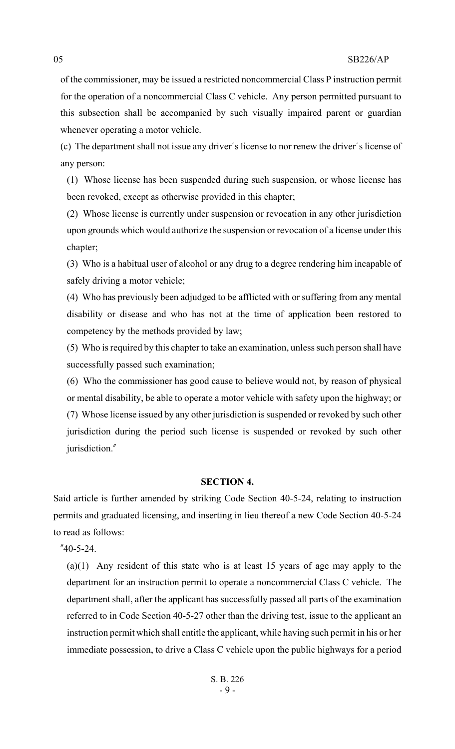of the commissioner, may be issued a restricted noncommercial Class P instruction permit for the operation of a noncommercial Class C vehicle. Any person permitted pursuant to this subsection shall be accompanied by such visually impaired parent or guardian whenever operating a motor vehicle.

(c) The department shall not issue any driver´s license to nor renew the driver´s license of any person:

(1) Whose license has been suspended during such suspension, or whose license has been revoked, except as otherwise provided in this chapter;

(2) Whose license is currently under suspension or revocation in any other jurisdiction upon grounds which would authorize the suspension or revocation of a license under this chapter;

(3) Who is a habitual user of alcohol or any drug to a degree rendering him incapable of safely driving a motor vehicle;

(4) Who has previously been adjudged to be afflicted with or suffering from any mental disability or disease and who has not at the time of application been restored to competency by the methods provided by law;

(5) Who is required by this chapter to take an examination, unless such person shall have successfully passed such examination;

(6) Who the commissioner has good cause to believe would not, by reason of physical or mental disability, be able to operate a motor vehicle with safety upon the highway; or

(7) Whose license issued by any other jurisdiction is suspended or revoked by such other jurisdiction during the period such license is suspended or revoked by such other jurisdiction.″

**SECTION 4.**

Said article is further amended by striking Code Section 40-5-24, relating to instruction permits and graduated licensing, and inserting in lieu thereof a new Code Section 40-5-24 to read as follows:

″40-5-24.

(a)(1) Any resident of this state who is at least 15 years of age may apply to the department for an instruction permit to operate a noncommercial Class C vehicle. The department shall, after the applicant has successfully passed all parts of the examination referred to in Code Section 40-5-27 other than the driving test, issue to the applicant an instruction permit which shall entitle the applicant, while having such permit in his or her immediate possession, to drive a Class C vehicle upon the public highways for a period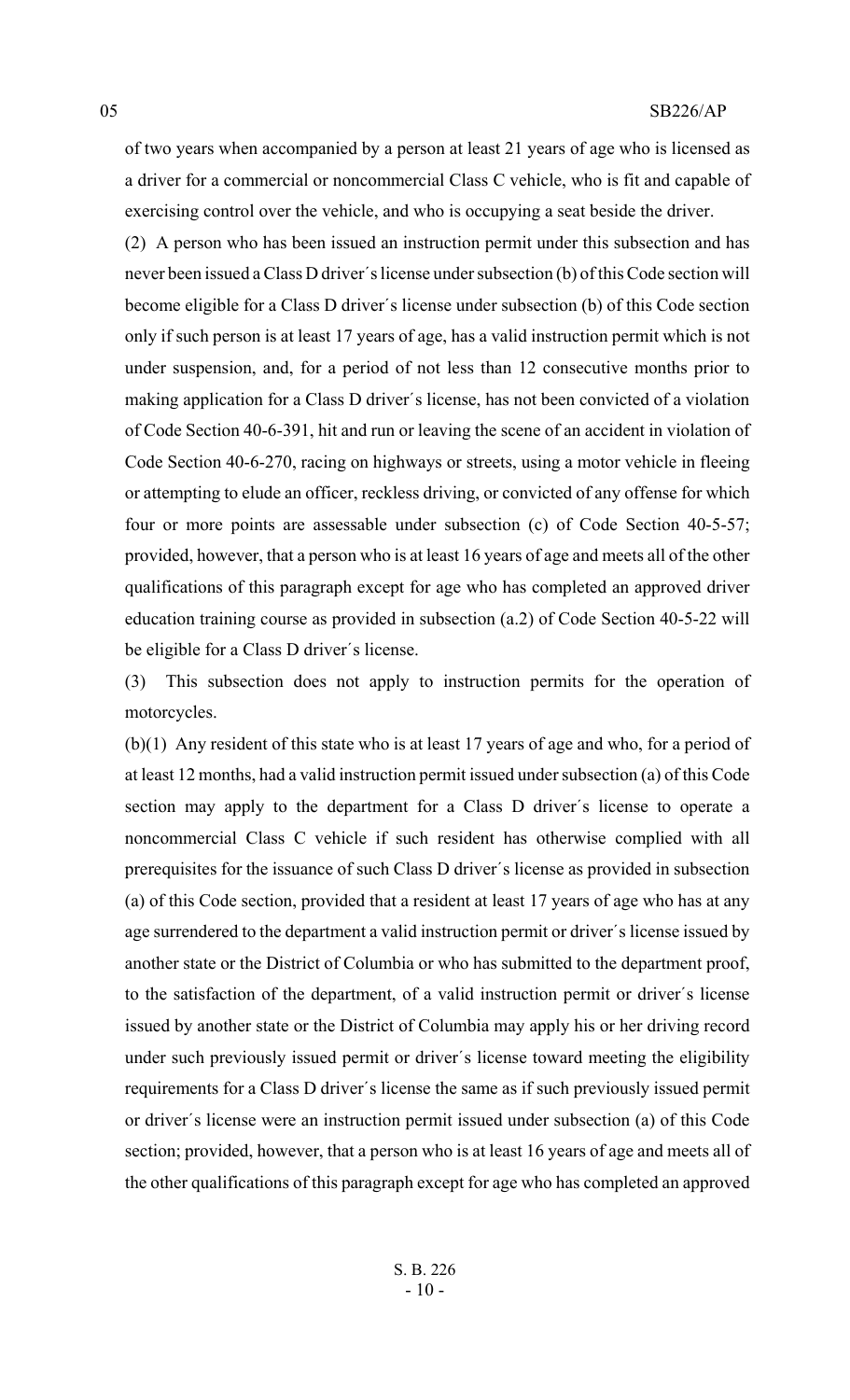of two years when accompanied by a person at least 21 years of age who is licensed as a driver for a commercial or noncommercial Class C vehicle, who is fit and capable of exercising control over the vehicle, and who is occupying a seat beside the driver.

(2) A person who has been issued an instruction permit under this subsection and has never been issued a Class D driver´s license under subsection (b) of this Code section will become eligible for a Class D driver´s license under subsection (b) of this Code section only if such person is at least 17 years of age, has a valid instruction permit which is not under suspension, and, for a period of not less than 12 consecutive months prior to making application for a Class D driver´s license, has not been convicted of a violation of Code Section 40-6-391, hit and run or leaving the scene of an accident in violation of Code Section 40-6-270, racing on highways or streets, using a motor vehicle in fleeing or attempting to elude an officer, reckless driving, or convicted of any offense for which four or more points are assessable under subsection (c) of Code Section 40-5-57; provided, however, that a person who is at least 16 years of age and meets all of the other qualifications of this paragraph except for age who has completed an approved driver education training course as provided in subsection (a.2) of Code Section 40-5-22 will be eligible for a Class D driver´s license.

(3) This subsection does not apply to instruction permits for the operation of motorcycles.

(b)(1) Any resident of this state who is at least 17 years of age and who, for a period of at least 12 months, had a valid instruction permit issued under subsection (a) of this Code section may apply to the department for a Class D driver´s license to operate a noncommercial Class C vehicle if such resident has otherwise complied with all prerequisites for the issuance of such Class D driver´s license as provided in subsection (a) of this Code section, provided that a resident at least 17 years of age who has at any age surrendered to the department a valid instruction permit or driver´s license issued by another state or the District of Columbia or who has submitted to the department proof, to the satisfaction of the department, of a valid instruction permit or driver´s license issued by another state or the District of Columbia may apply his or her driving record under such previously issued permit or driver´s license toward meeting the eligibility requirements for a Class D driver´s license the same as if such previously issued permit or driver´s license were an instruction permit issued under subsection (a) of this Code section; provided, however, that a person who is at least 16 years of age and meets all of the other qualifications of this paragraph except for age who has completed an approved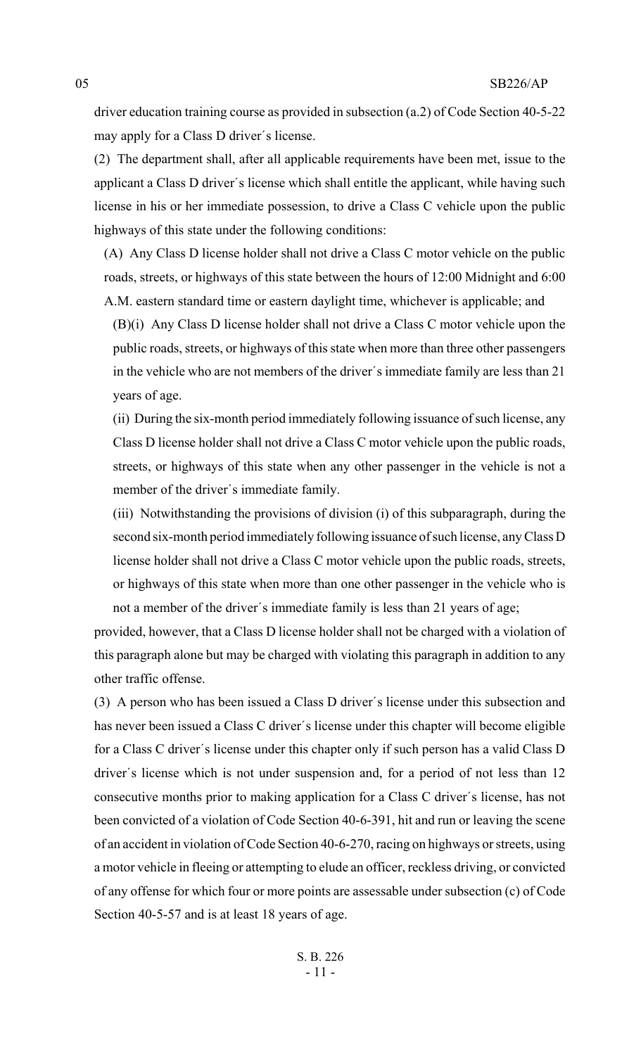driver education training course as provided in subsection (a.2) of Code Section 40-5-22 may apply for a Class D driver´s license.

(2) The department shall, after all applicable requirements have been met, issue to the applicant a Class D driver´s license which shall entitle the applicant, while having such license in his or her immediate possession, to drive a Class C vehicle upon the public highways of this state under the following conditions:

(A) Any Class D license holder shall not drive a Class C motor vehicle on the public roads, streets, or highways of this state between the hours of 12:00 Midnight and 6:00 A.M. eastern standard time or eastern daylight time, whichever is applicable; and

(B)(i) Any Class D license holder shall not drive a Class C motor vehicle upon the public roads, streets, or highways of this state when more than three other passengers in the vehicle who are not members of the driver´s immediate family are less than 21 years of age.

(ii) During the six-month period immediately following issuance of such license, any Class D license holder shall not drive a Class C motor vehicle upon the public roads, streets, or highways of this state when any other passenger in the vehicle is not a member of the driver´s immediate family.

(iii) Notwithstanding the provisions of division (i) of this subparagraph, during the second six-month period immediately following issuance of such license, any Class D license holder shall not drive a Class C motor vehicle upon the public roads, streets, or highways of this state when more than one other passenger in the vehicle who is not a member of the driver´s immediate family is less than 21 years of age;

provided, however, that a Class D license holder shall not be charged with a violation of this paragraph alone but may be charged with violating this paragraph in addition to any other traffic offense.

(3) A person who has been issued a Class D driver´s license under this subsection and has never been issued a Class C driver´s license under this chapter will become eligible for a Class C driver´s license under this chapter only if such person has a valid Class D driver´s license which is not under suspension and, for a period of not less than 12 consecutive months prior to making application for a Class C driver´s license, has not been convicted of a violation of Code Section 40-6-391, hit and run or leaving the scene of an accident in violation of Code Section 40-6-270, racing on highways or streets, using a motor vehicle in fleeing or attempting to elude an officer, reckless driving, or convicted of any offense for which four or more points are assessable under subsection (c) of Code Section 40-5-57 and is at least 18 years of age.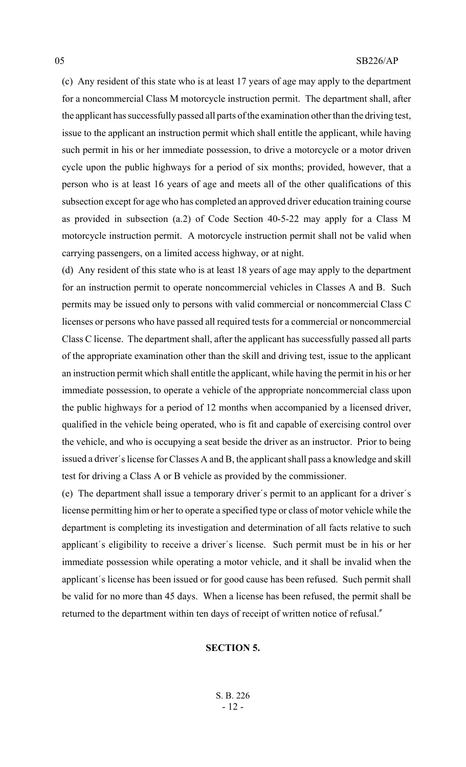(c) Any resident of this state who is at least 17 years of age may apply to the department for a noncommercial Class M motorcycle instruction permit. The department shall, after the applicant has successfully passed all parts of the examination other than the driving test, issue to the applicant an instruction permit which shall entitle the applicant, while having such permit in his or her immediate possession, to drive a motorcycle or a motor driven cycle upon the public highways for a period of six months; provided, however, that a person who is at least 16 years of age and meets all of the other qualifications of this subsection except for age who has completed an approved driver education training course as provided in subsection (a.2) of Code Section 40-5-22 may apply for a Class M motorcycle instruction permit. A motorcycle instruction permit shall not be valid when carrying passengers, on a limited access highway, or at night.

(d) Any resident of this state who is at least 18 years of age may apply to the department for an instruction permit to operate noncommercial vehicles in Classes A and B. Such permits may be issued only to persons with valid commercial or noncommercial Class C licenses or persons who have passed all required tests for a commercial or noncommercial Class C license. The department shall, after the applicant has successfully passed all parts of the appropriate examination other than the skill and driving test, issue to the applicant an instruction permit which shall entitle the applicant, while having the permit in his or her immediate possession, to operate a vehicle of the appropriate noncommercial class upon the public highways for a period of 12 months when accompanied by a licensed driver, qualified in the vehicle being operated, who is fit and capable of exercising control over the vehicle, and who is occupying a seat beside the driver as an instructor. Prior to being issued a driver´s license for Classes A and B, the applicant shall pass a knowledge and skill test for driving a Class A or B vehicle as provided by the commissioner.

(e) The department shall issue a temporary driver´s permit to an applicant for a driver´s license permitting him or her to operate a specified type or class of motor vehicle while the department is completing its investigation and determination of all facts relative to such applicant´s eligibility to receive a driver´s license. Such permit must be in his or her immediate possession while operating a motor vehicle, and it shall be invalid when the applicant´s license has been issued or for good cause has been refused. Such permit shall be valid for no more than 45 days. When a license has been refused, the permit shall be returned to the department within ten days of receipt of written notice of refusal.″

**SECTION 5.**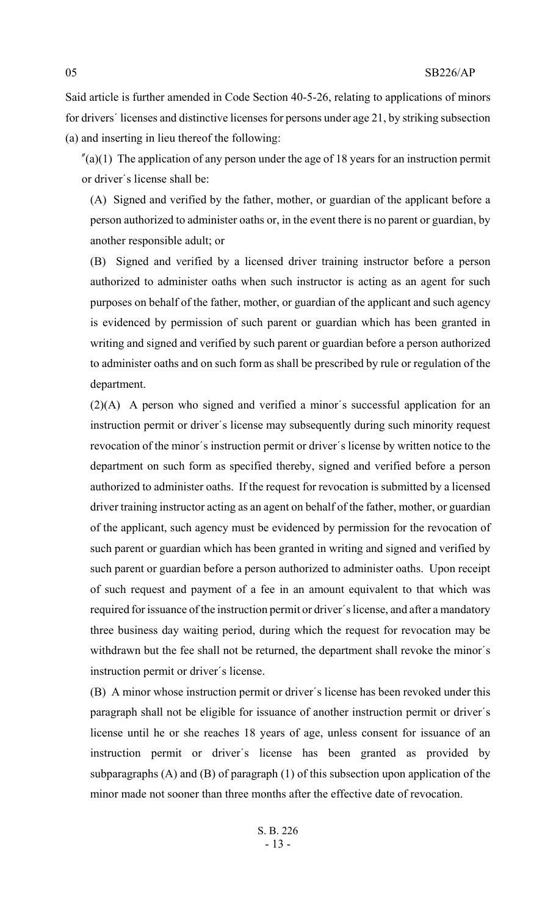Said article is further amended in Code Section 40-5-26, relating to applications of minors for drivers´ licenses and distinctive licenses for persons under age 21, by striking subsection (a) and inserting in lieu thereof the following:

"(a)(1) The application of any person under the age of 18 years for an instruction permit or driver´s license shall be:

(A) Signed and verified by the father, mother, or guardian of the applicant before a person authorized to administer oaths or, in the event there is no parent or guardian, by another responsible adult; or

(B) Signed and verified by a licensed driver training instructor before a person authorized to administer oaths when such instructor is acting as an agent for such purposes on behalf of the father, mother, or guardian of the applicant and such agency is evidenced by permission of such parent or guardian which has been granted in writing and signed and verified by such parent or guardian before a person authorized to administer oaths and on such form as shall be prescribed by rule or regulation of the department.

(2)(A) A person who signed and verified a minor´s successful application for an instruction permit or driver´s license may subsequently during such minority request revocation of the minor´s instruction permit or driver´s license by written notice to the department on such form as specified thereby, signed and verified before a person authorized to administer oaths. If the request for revocation is submitted by a licensed driver training instructor acting as an agent on behalf of the father, mother, or guardian of the applicant, such agency must be evidenced by permission for the revocation of such parent or guardian which has been granted in writing and signed and verified by such parent or guardian before a person authorized to administer oaths. Upon receipt of such request and payment of a fee in an amount equivalent to that which was required for issuance of the instruction permit or driver´s license, and after a mandatory three business day waiting period, during which the request for revocation may be withdrawn but the fee shall not be returned, the department shall revoke the minor´s instruction permit or driver´s license.

(B) A minor whose instruction permit or driver´s license has been revoked under this paragraph shall not be eligible for issuance of another instruction permit or driver´s license until he or she reaches 18 years of age, unless consent for issuance of an instruction permit or driver´s license has been granted as provided by subparagraphs (A) and (B) of paragraph (1) of this subsection upon application of the minor made not sooner than three months after the effective date of revocation.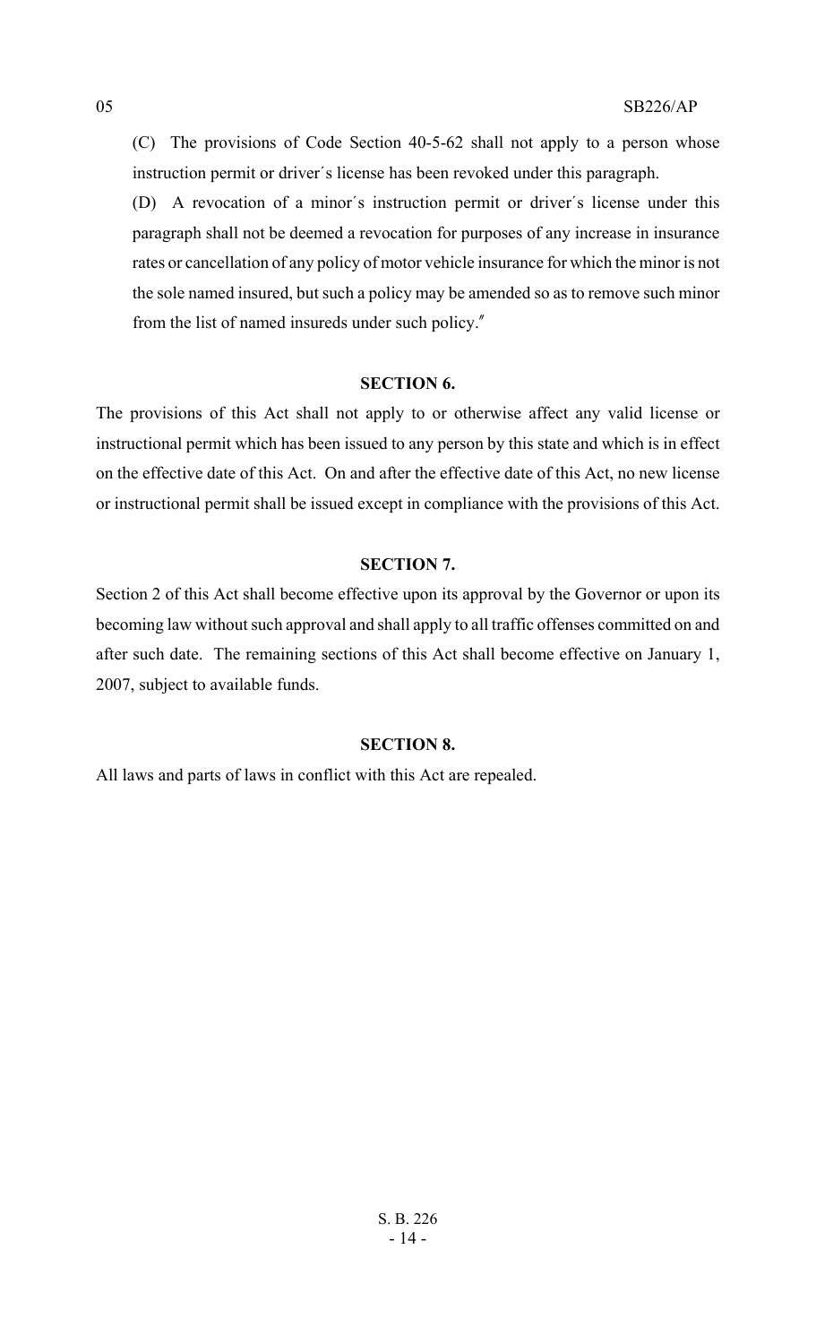(C) The provisions of Code Section 40-5-62 shall not apply to a person whose instruction permit or driver´s license has been revoked under this paragraph.

(D) A revocation of a minor´s instruction permit or driver´s license under this paragraph shall not be deemed a revocation for purposes of any increase in insurance rates or cancellation of any policy of motor vehicle insurance for which the minor is not the sole named insured, but such a policy may be amended so as to remove such minor from the list of named insureds under such policy.″

**SECTION 6.**

The provisions of this Act shall not apply to or otherwise affect any valid license or instructional permit which has been issued to any person by this state and which is in effect on the effective date of this Act. On and after the effective date of this Act, no new license or instructional permit shall be issued except in compliance with the provisions of this Act.

**SECTION 7.**

Section 2 of this Act shall become effective upon its approval by the Governor or upon its becoming law without such approval and shall apply to all traffic offenses committed on and after such date. The remaining sections of this Act shall become effective on January 1, 2007, subject to available funds.

**SECTION 8.**

All laws and parts of laws in conflict with this Act are repealed.